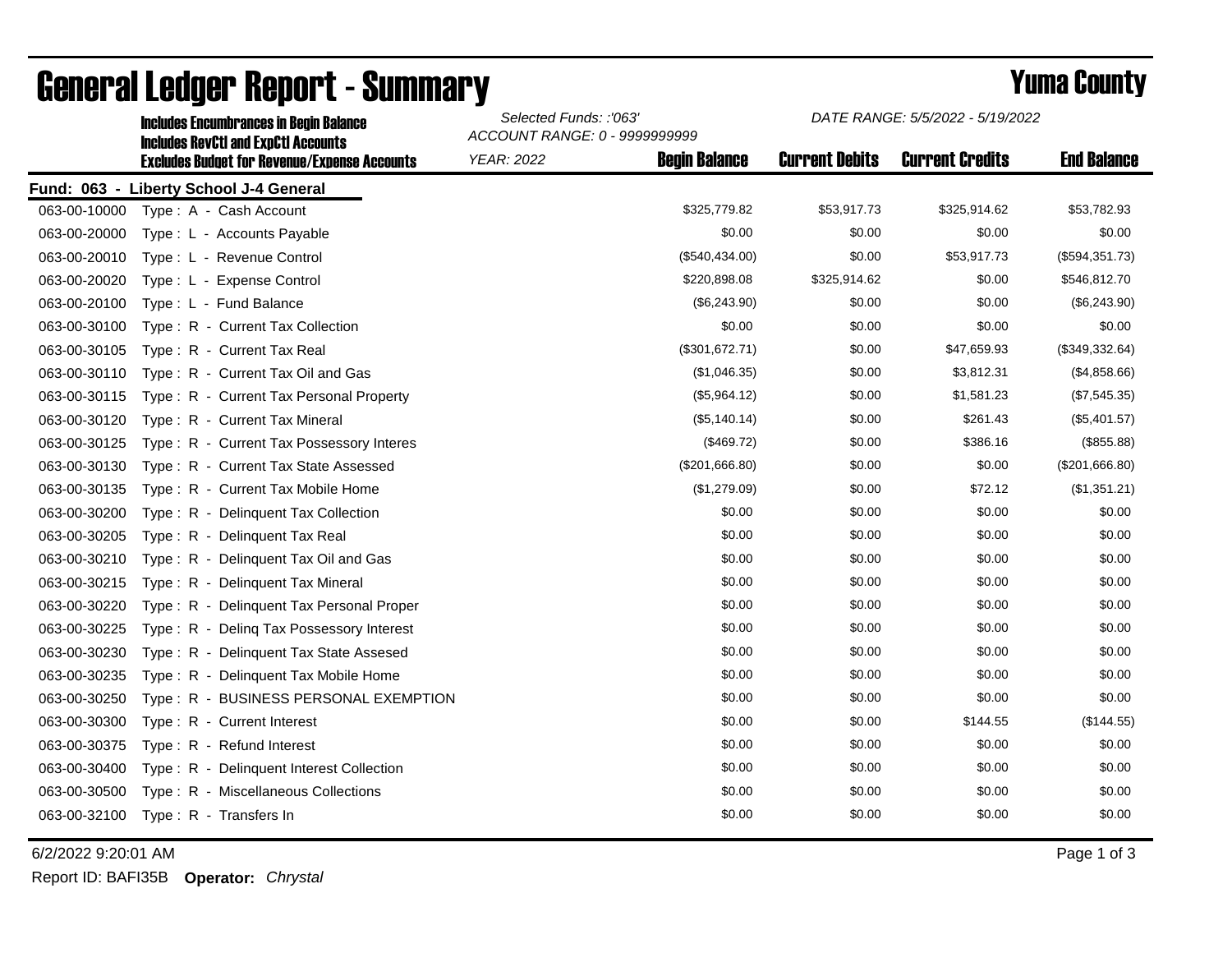# General Ledger Report - Summary

**Yuma County**

**Includes Encumbrances in Begin Balance**
**Includes RevCtl and ExpCtl Accounts**
**Excludes Budget for Revenue/Expense Accounts**

*Selected Funds: :'063'*
*ACCOUNT RANGE: 0 - 9999999999*
*YEAR: 2022*

*DATE RANGE: 5/5/2022 - 5/19/2022*

**Fund: 063 - Liberty School J-4 General**

| Account | Description | Begin Balance | Current Debits | Current Credits | End Balance |
|---|---|---|---|---|---|
| 063-00-10000 | Type : A - Cash Account | $325,779.82 | $53,917.73 | $325,914.62 | $53,782.93 |
| 063-00-20000 | Type : L - Accounts Payable | $0.00 | $0.00 | $0.00 | $0.00 |
| 063-00-20010 | Type : L - Revenue Control | ($540,434.00) | $0.00 | $53,917.73 | ($594,351.73) |
| 063-00-20020 | Type : L - Expense Control | $220,898.08 | $325,914.62 | $0.00 | $546,812.70 |
| 063-00-20100 | Type : L - Fund Balance | ($6,243.90) | $0.00 | $0.00 | ($6,243.90) |
| 063-00-30100 | Type : R - Current Tax Collection | $0.00 | $0.00 | $0.00 | $0.00 |
| 063-00-30105 | Type : R - Current Tax Real | ($301,672.71) | $0.00 | $47,659.93 | ($349,332.64) |
| 063-00-30110 | Type : R - Current Tax Oil and Gas | ($1,046.35) | $0.00 | $3,812.31 | ($4,858.66) |
| 063-00-30115 | Type : R - Current Tax Personal Property | ($5,964.12) | $0.00 | $1,581.23 | ($7,545.35) |
| 063-00-30120 | Type : R - Current Tax Mineral | ($5,140.14) | $0.00 | $261.43 | ($5,401.57) |
| 063-00-30125 | Type : R - Current Tax Possessory Interes | ($469.72) | $0.00 | $386.16 | ($855.88) |
| 063-00-30130 | Type : R - Current Tax State Assessed | ($201,666.80) | $0.00 | $0.00 | ($201,666.80) |
| 063-00-30135 | Type : R - Current Tax Mobile Home | ($1,279.09) | $0.00 | $72.12 | ($1,351.21) |
| 063-00-30200 | Type : R - Delinquent Tax Collection | $0.00 | $0.00 | $0.00 | $0.00 |
| 063-00-30205 | Type : R - Delinquent Tax Real | $0.00 | $0.00 | $0.00 | $0.00 |
| 063-00-30210 | Type : R - Delinquent Tax Oil and Gas | $0.00 | $0.00 | $0.00 | $0.00 |
| 063-00-30215 | Type : R - Delinquent Tax Mineral | $0.00 | $0.00 | $0.00 | $0.00 |
| 063-00-30220 | Type : R - Delinquent Tax Personal Proper | $0.00 | $0.00 | $0.00 | $0.00 |
| 063-00-30225 | Type : R - Delinq Tax Possessory Interest | $0.00 | $0.00 | $0.00 | $0.00 |
| 063-00-30230 | Type : R - Delinquent Tax State Assesed | $0.00 | $0.00 | $0.00 | $0.00 |
| 063-00-30235 | Type : R - Delinquent Tax Mobile Home | $0.00 | $0.00 | $0.00 | $0.00 |
| 063-00-30250 | Type : R - BUSINESS PERSONAL EXEMPTION | $0.00 | $0.00 | $0.00 | $0.00 |
| 063-00-30300 | Type : R - Current Interest | $0.00 | $0.00 | $144.55 | ($144.55) |
| 063-00-30375 | Type : R - Refund Interest | $0.00 | $0.00 | $0.00 | $0.00 |
| 063-00-30400 | Type : R - Delinquent Interest Collection | $0.00 | $0.00 | $0.00 | $0.00 |
| 063-00-30500 | Type : R - Miscellaneous Collections | $0.00 | $0.00 | $0.00 | $0.00 |
| 063-00-32100 | Type : R - Transfers In | $0.00 | $0.00 | $0.00 | $0.00 |

6/2/2022 9:20:01 AM

Report ID: BAFI35B **Operator:** *Chrystal*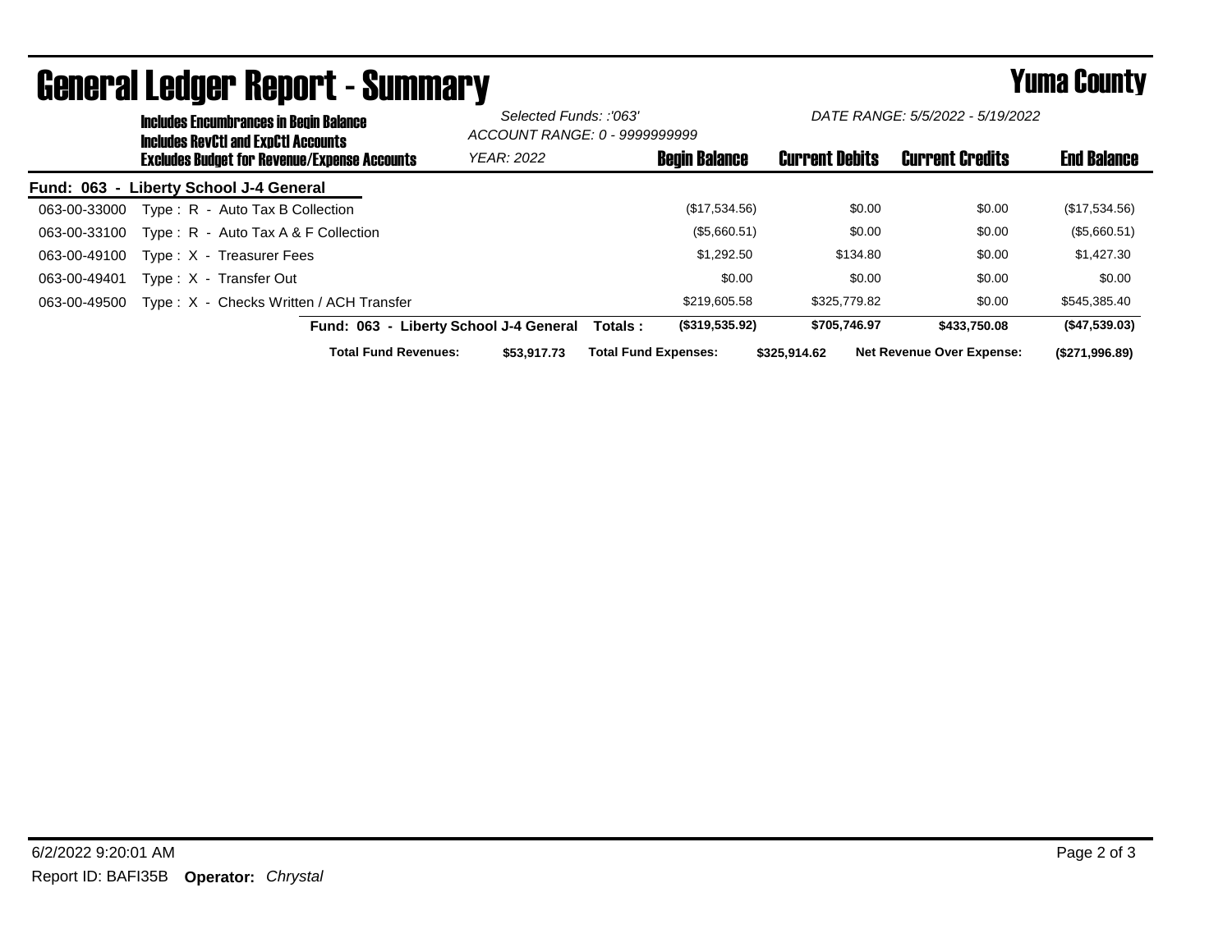# General Ledger Report - Summary

**Yuma County**

**Includes Encumbrances in Begin Balance**
**Includes RevCtl and ExpCtl Accounts**
**Excludes Budget for Revenue/Expense Accounts**

*Selected Funds: :'063'*
*ACCOUNT RANGE: 0 - 9999999999*
*YEAR: 2022*

*DATE RANGE: 5/5/2022 - 5/19/2022*

**Fund: 063 - Liberty School J-4 General**

| Account | Description | Begin Balance | Current Debits | Current Credits | End Balance |
|---|---|---|---|---|---|
| 063-00-33000 | Type : R - Auto Tax B Collection | ($17,534.56) | $0.00 | $0.00 | ($17,534.56) |
| 063-00-33100 | Type : R - Auto Tax A & F Collection | ($5,660.51) | $0.00 | $0.00 | ($5,660.51) |
| 063-00-49100 | Type : X - Treasurer Fees | $1,292.50 | $134.80 | $0.00 | $1,427.30 |
| 063-00-49401 | Type : X - Transfer Out | $0.00 | $0.00 | $0.00 | $0.00 |
| 063-00-49500 | Type : X - Checks Written / ACH Transfer | $219,605.58 | $325,779.82 | $0.00 | $545,385.40 |
| | **Fund: 063 - Liberty School J-4 General Totals :** | **($319,535.92)** | **$705,746.97** | **$433,750.08** | **($47,539.03)** |

**Total Fund Revenues:** **$53,917.73** **Total Fund Expenses:** **$325,914.62** **Net Revenue Over Expense:** **($271,996.89)**

6/2/2022 9:20:01 AM

Report ID: BAFI35B **Operator:** *Chrystal*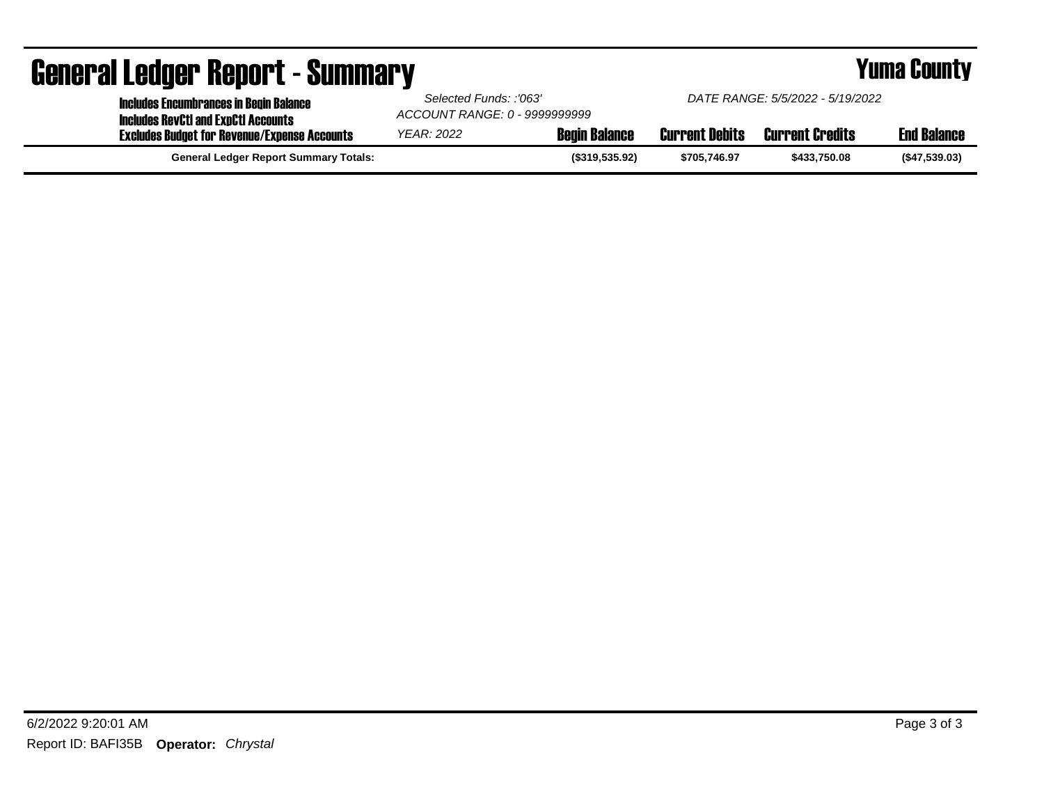# General Ledger Report - Summary

**Yuma County**

**Includes Encumbrances in Begin Balance**
**Includes RevCtl and ExpCtl Accounts**
**Excludes Budget for Revenue/Expense Accounts**

*Selected Funds: :'063'*
*ACCOUNT RANGE: 0 - 9999999999*
*YEAR: 2022*

*DATE RANGE: 5/5/2022 - 5/19/2022*

| | Begin Balance | Current Debits | Current Credits | End Balance |
|---|---|---|---|---|
| **General Ledger Report Summary Totals:** | **($319,535.92)** | **$705,746.97** | **$433,750.08** | **($47,539.03)** |

6/2/2022 9:20:01 AM

Report ID: BAFI35B **Operator:** *Chrystal*